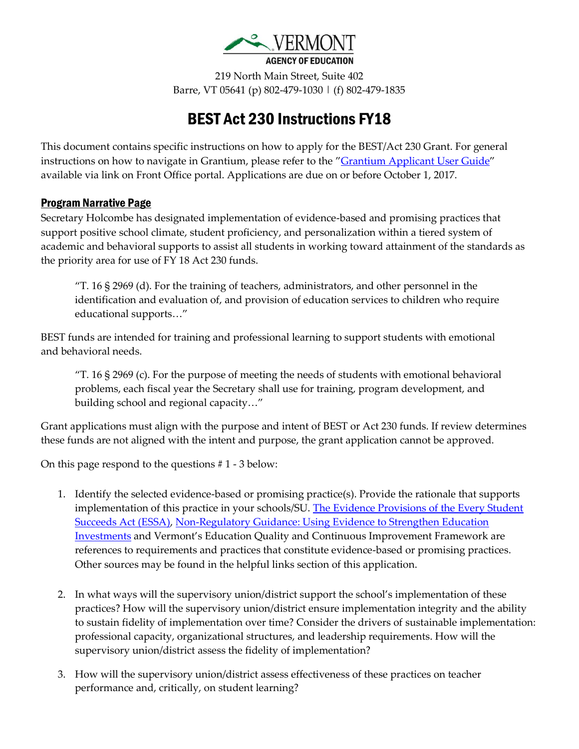VERMONT
AGENCY OF EDUCATION

219 North Main Street, Suite 402
Barre, VT 05641 (p) 802-479-1030 | (f) 802-479-1835

# BEST Act 230 Instructions FY18

This document contains specific instructions on how to apply for the BEST/Act 230 Grant. For general instructions on how to navigate in Grantium, please refer to the "Grantium Applicant User Guide" available via link on Front Office portal. Applications are due on or before October 1, 2017.

## Program Narrative Page

Secretary Holcombe has designated implementation of evidence-based and promising practices that support positive school climate, student proficiency, and personalization within a tiered system of academic and behavioral supports to assist all students in working toward attainment of the standards as the priority area for use of FY 18 Act 230 funds.

> "T. 16 § 2969 (d). For the training of teachers, administrators, and other personnel in the identification and evaluation of, and provision of education services to children who require educational supports…"

BEST funds are intended for training and professional learning to support students with emotional and behavioral needs.

> "T. 16 § 2969 (c). For the purpose of meeting the needs of students with emotional behavioral problems, each fiscal year the Secretary shall use for training, program development, and building school and regional capacity…"

Grant applications must align with the purpose and intent of BEST or Act 230 funds. If review determines these funds are not aligned with the intent and purpose, the grant application cannot be approved.

On this page respond to the questions # 1 - 3 below:

1. Identify the selected evidence-based or promising practice(s). Provide the rationale that supports implementation of this practice in your schools/SU. The Evidence Provisions of the Every Student Succeeds Act (ESSA), Non-Regulatory Guidance: Using Evidence to Strengthen Education Investments and Vermont's Education Quality and Continuous Improvement Framework are references to requirements and practices that constitute evidence-based or promising practices. Other sources may be found in the helpful links section of this application.

2. In what ways will the supervisory union/district support the school's implementation of these practices? How will the supervisory union/district ensure implementation integrity and the ability to sustain fidelity of implementation over time? Consider the drivers of sustainable implementation: professional capacity, organizational structures, and leadership requirements. How will the supervisory union/district assess the fidelity of implementation?

3. How will the supervisory union/district assess effectiveness of these practices on teacher performance and, critically, on student learning?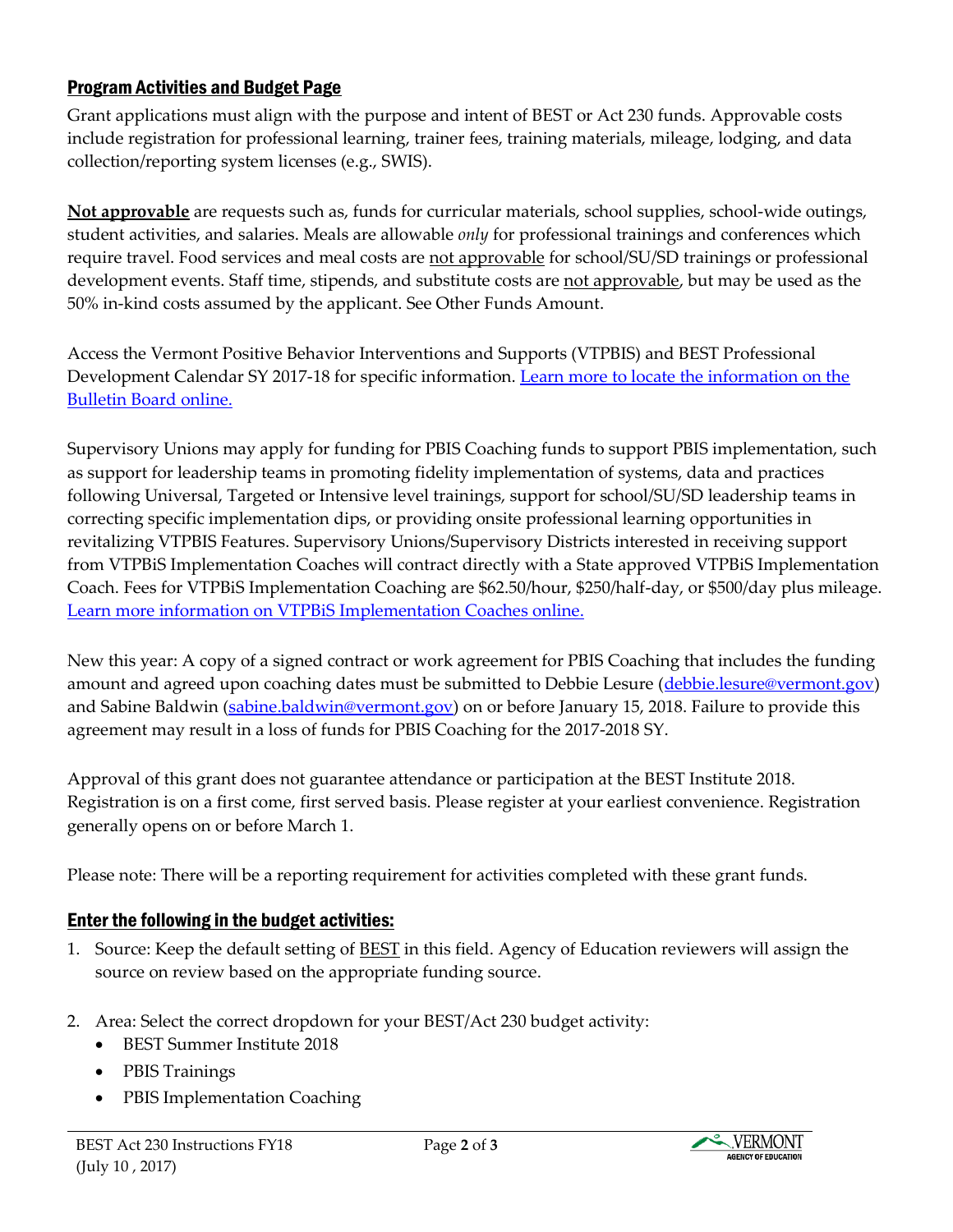## Program Activities and Budget Page

Grant applications must align with the purpose and intent of BEST or Act 230 funds. Approvable costs include registration for professional learning, trainer fees, training materials, mileage, lodging, and data collection/reporting system licenses (e.g., SWIS).

**Not approvable** are requests such as, funds for curricular materials, school supplies, school-wide outings, student activities, and salaries. Meals are allowable *only* for professional trainings and conferences which require travel. Food services and meal costs are not approvable for school/SU/SD trainings or professional development events. Staff time, stipends, and substitute costs are not approvable, but may be used as the 50% in-kind costs assumed by the applicant. See Other Funds Amount.

Access the Vermont Positive Behavior Interventions and Supports (VTPBIS) and BEST Professional Development Calendar SY 2017-18 for specific information. [Learn more to locate the information on the Bulletin Board online.]()

Supervisory Unions may apply for funding for PBIS Coaching funds to support PBIS implementation, such as support for leadership teams in promoting fidelity implementation of systems, data and practices following Universal, Targeted or Intensive level trainings, support for school/SU/SD leadership teams in correcting specific implementation dips, or providing onsite professional learning opportunities in revitalizing VTPBIS Features. Supervisory Unions/Supervisory Districts interested in receiving support from VTPBiS Implementation Coaches will contract directly with a State approved VTPBiS Implementation Coach. Fees for VTPBiS Implementation Coaching are $62.50/hour, $250/half-day, or $500/day plus mileage. [Learn more information on VTPBiS Implementation Coaches online.]()

New this year: A copy of a signed contract or work agreement for PBIS Coaching that includes the funding amount and agreed upon coaching dates must be submitted to Debbie Lesure (debbie.lesure@vermont.gov) and Sabine Baldwin (sabine.baldwin@vermont.gov) on or before January 15, 2018. Failure to provide this agreement may result in a loss of funds for PBIS Coaching for the 2017-2018 SY.

Approval of this grant does not guarantee attendance or participation at the BEST Institute 2018. Registration is on a first come, first served basis. Please register at your earliest convenience. Registration generally opens on or before March 1.

Please note: There will be a reporting requirement for activities completed with these grant funds.

## Enter the following in the budget activities:

1. Source: Keep the default setting of BEST in this field. Agency of Education reviewers will assign the source on review based on the appropriate funding source.
2. Area: Select the correct dropdown for your BEST/Act 230 budget activity:
   - BEST Summer Institute 2018
   - PBIS Trainings
   - PBIS Implementation Coaching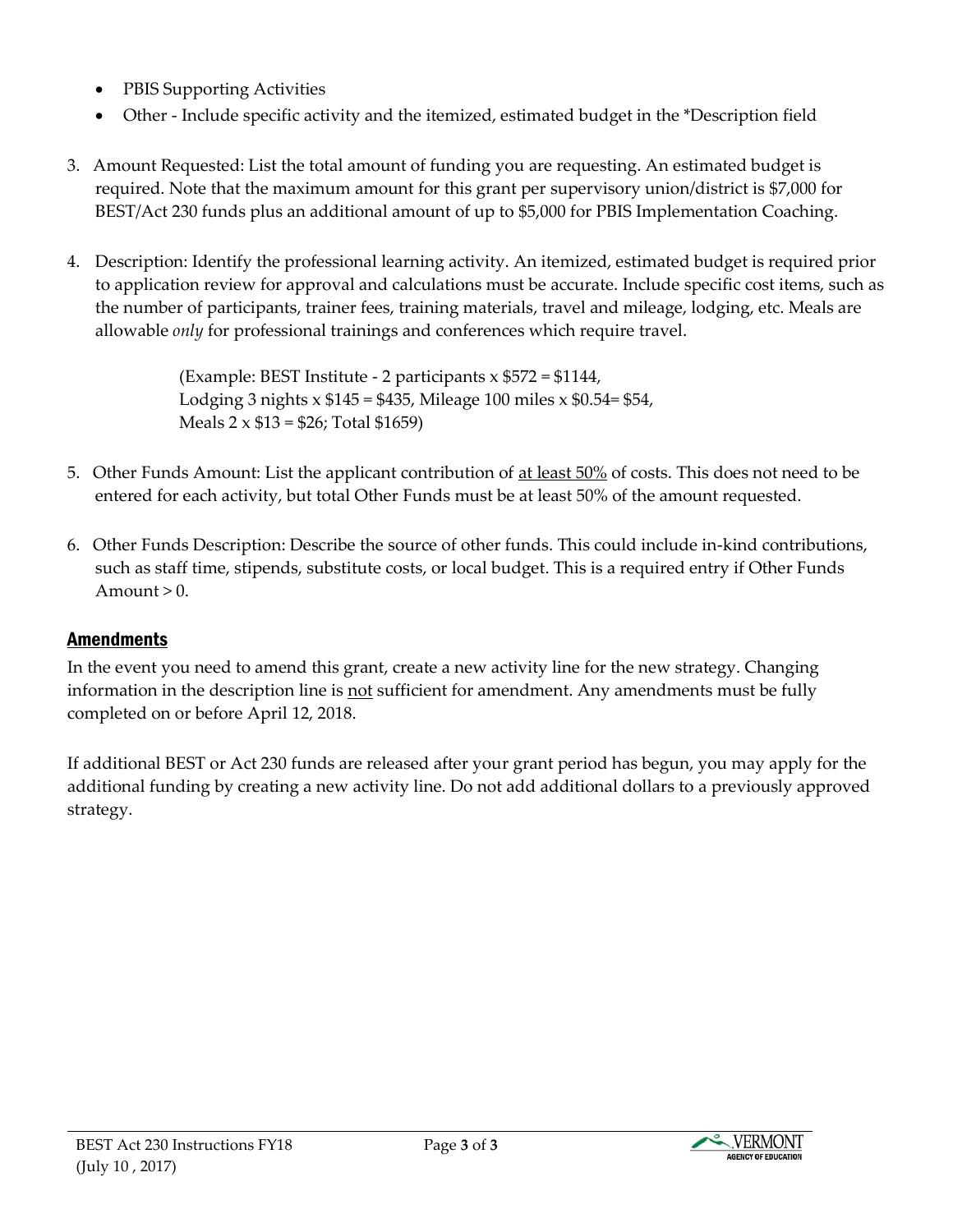- PBIS Supporting Activities
- Other - Include specific activity and the itemized, estimated budget in the *Description field

3. Amount Requested: List the total amount of funding you are requesting. An estimated budget is required. Note that the maximum amount for this grant per supervisory union/district is $7,000 for BEST/Act 230 funds plus an additional amount of up to $5,000 for PBIS Implementation Coaching.

4. Description: Identify the professional learning activity. An itemized, estimated budget is required prior to application review for approval and calculations must be accurate. Include specific cost items, such as the number of participants, trainer fees, training materials, travel and mileage, lodging, etc. Meals are allowable *only* for professional trainings and conferences which require travel.

   (Example: BEST Institute - 2 participants x $572 = $1144,
   Lodging 3 nights x $145 = $435, Mileage 100 miles x $0.54= $54,
   Meals 2 x $13 = $26; Total $1659)

5. Other Funds Amount: List the applicant contribution of <u>at least 50%</u> of costs. This does not need to be entered for each activity, but total Other Funds must be at least 50% of the amount requested.

6. Other Funds Description: Describe the source of other funds. This could include in-kind contributions, such as staff time, stipends, substitute costs, or local budget. This is a required entry if Other Funds Amount > 0.

## Amendments

In the event you need to amend this grant, create a new activity line for the new strategy. Changing information in the description line is <u>not</u> sufficient for amendment. Any amendments must be fully completed on or before April 12, 2018.

If additional BEST or Act 230 funds are released after your grant period has begun, you may apply for the additional funding by creating a new activity line. Do not add additional dollars to a previously approved strategy.